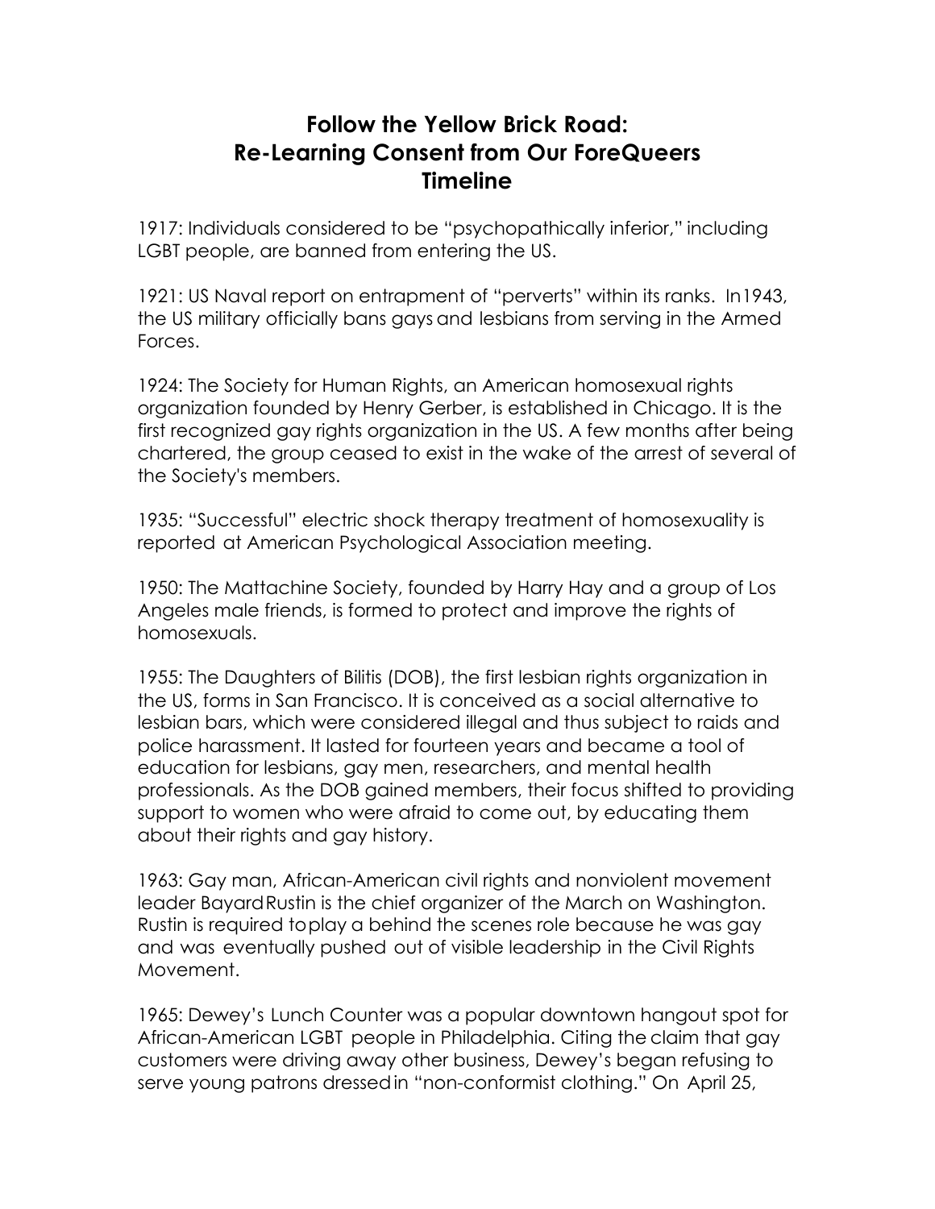# Follow the Yellow Brick Road: Re-Learning Consent from Our ForeQueers Timeline

1917: Individuals considered to be "psychopathically inferior," including LGBT people, are banned from entering the US.

1921: US Naval report on entrapment of "perverts" within its ranks. In1943, the US military officially bans gays and lesbians from serving in the Armed Forces.

1924: The Society for Human Rights, an American homosexual rights organization founded by Henry Gerber, is established in Chicago. It is the first recognized gay rights organization in the US. A few months after being chartered, the group ceased to exist in the wake of the arrest of several of the Society's members.

1935: "Successful" electric shock therapy treatment of homosexuality is reported at American Psychological Association meeting.

1950: The Mattachine Society, founded by Harry Hay and a group of Los Angeles male friends, is formed to protect and improve the rights of homosexuals.

1955: The Daughters of Bilitis (DOB), the first lesbian rights organization in the US, forms in San Francisco. It is conceived as a social alternative to lesbian bars, which were considered illegal and thus subject to raids and police harassment. It lasted for fourteen years and became a tool of education for lesbians, gay men, researchers, and mental health professionals. As the DOB gained members, their focus shifted to providing support to women who were afraid to come out, by educating them about their rights and gay history.

1963: Gay man, African-American civil rights and nonviolent movement leader Bayard Rustin is the chief organizer of the March on Washington. Rustin is required to play a behind the scenes role because he was gay and was eventually pushed out of visible leadership in the Civil Rights Movement.

1965: Dewey's Lunch Counter was a popular downtown hangout spot for African-American LGBT people in Philadelphia. Citing the claim that gay customers were driving away other business, Dewey's began refusing to serve young patrons dressed in "non-conformist clothing." On April 25,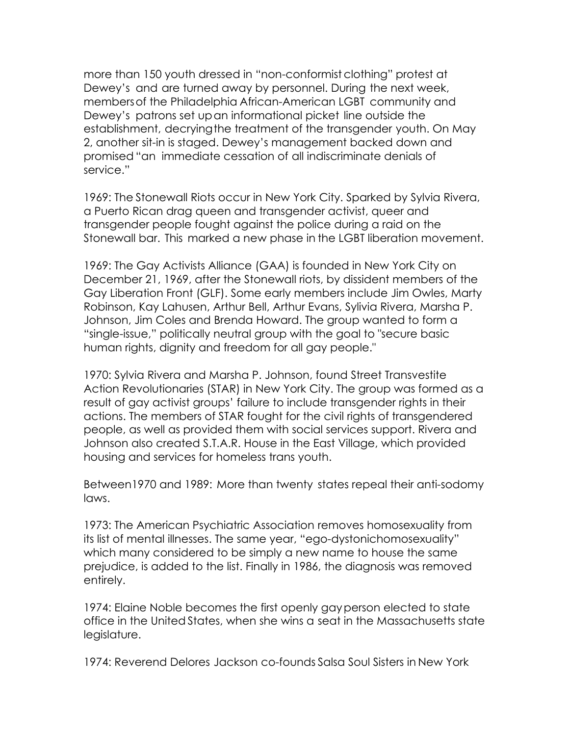more than 150 youth dressed in "non-conformist clothing" protest at Dewey's and are turned away by personnel. During the next week, members of the Philadelphia African-American LGBT community and Dewey's patrons set up an informational picket line outside the establishment, decrying the treatment of the transgender youth. On May 2, another sit-in is staged. Dewey's management backed down and promised "an immediate cessation of all indiscriminate denials of service."

1969: The Stonewall Riots occur in New York City. Sparked by Sylvia Rivera, a Puerto Rican drag queen and transgender activist, queer and transgender people fought against the police during a raid on the Stonewall bar. This marked a new phase in the LGBT liberation movement.

1969: The Gay Activists Alliance (GAA) is founded in New York City on December 21, 1969, after the Stonewall riots, by dissident members of the Gay Liberation Front (GLF). Some early members include Jim Owles, Marty Robinson, Kay Lahusen, Arthur Bell, Arthur Evans, Sylivia Rivera, Marsha P. Johnson, Jim Coles and Brenda Howard. The group wanted to form a "single-issue," politically neutral group with the goal to "secure basic human rights, dignity and freedom for all gay people."

1970: Sylvia Rivera and Marsha P. Johnson, found Street Transvestite Action Revolutionaries (STAR) in New York City. The group was formed as a result of gay activist groups' failure to include transgender rights in their actions. The members of STAR fought for the civil rights of transgendered people, as well as provided them with social services support. Rivera and Johnson also created S.T.A.R. House in the East Village, which provided housing and services for homeless trans youth.

Between1970 and 1989: More than twenty states repeal their anti-sodomy laws.

1973: The American Psychiatric Association removes homosexuality from its list of mental illnesses. The same year, "ego-dystonichomosexuality" which many considered to be simply a new name to house the same prejudice, is added to the list. Finally in 1986, the diagnosis was removed entirely.

1974: Elaine Noble becomes the first openly gay person elected to state office in the United States, when she wins a seat in the Massachusetts state legislature.

1974: Reverend Delores Jackson co-founds Salsa Soul Sisters in New York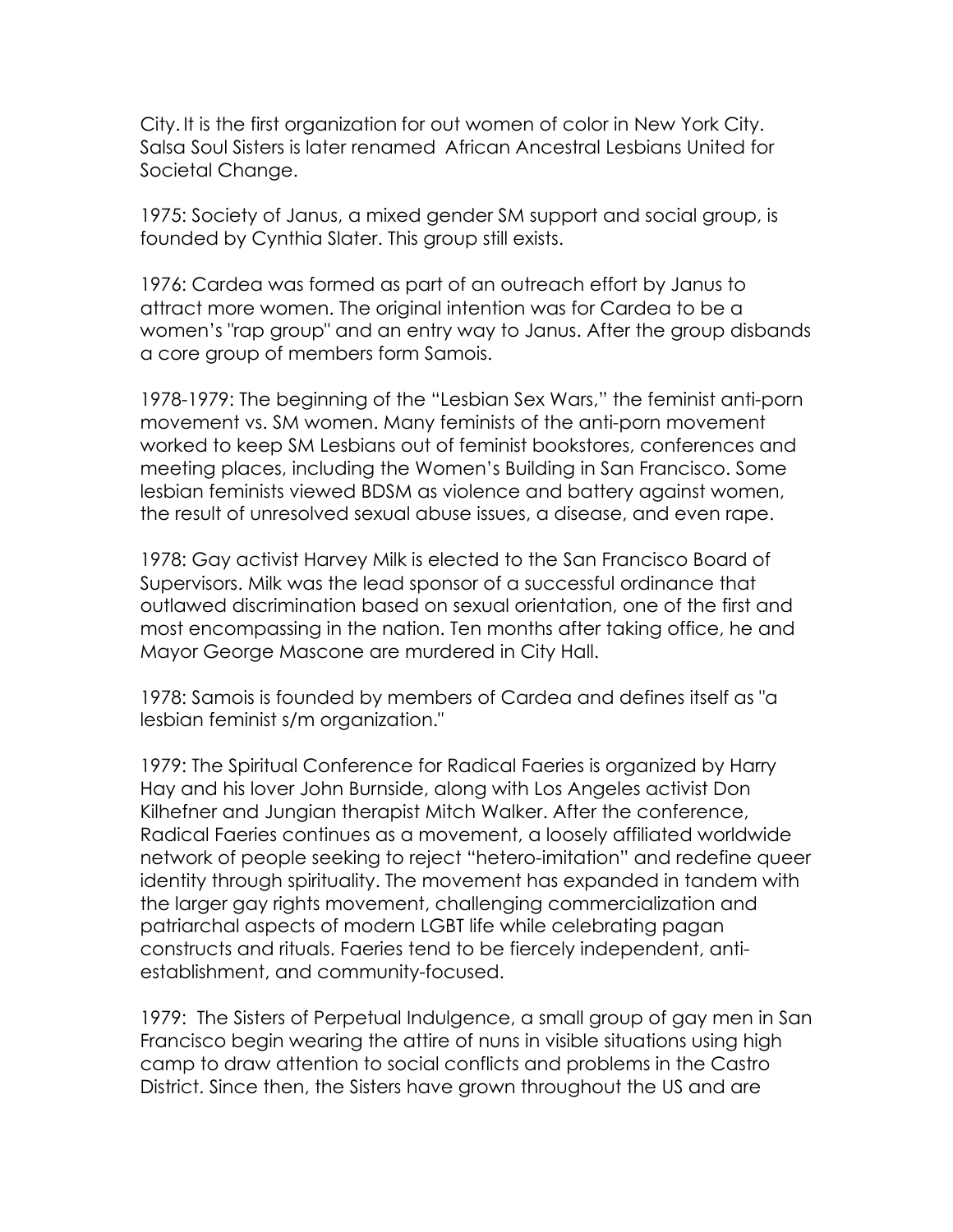City. It is the first organization for out women of color in New York City. Salsa Soul Sisters is later renamed African Ancestral Lesbians United for Societal Change.

1975: Society of Janus, a mixed gender SM support and social group, is founded by Cynthia Slater. This group still exists.

1976: Cardea was formed as part of an outreach effort by Janus to attract more women. The original intention was for Cardea to be a women's "rap group" and an entry way to Janus. After the group disbands a core group of members form Samois.

1978-1979: The beginning of the "Lesbian Sex Wars," the feminist anti-porn movement vs. SM women. Many feminists of the anti-porn movement worked to keep SM Lesbians out of feminist bookstores, conferences and meeting places, including the Women's Building in San Francisco. Some lesbian feminists viewed BDSM as violence and battery against women, the result of unresolved sexual abuse issues, a disease, and even rape.

1978: Gay activist Harvey Milk is elected to the San Francisco Board of Supervisors. Milk was the lead sponsor of a successful ordinance that outlawed discrimination based on sexual orientation, one of the first and most encompassing in the nation. Ten months after taking office, he and Mayor George Mascone are murdered in City Hall.

1978: Samois is founded by members of Cardea and defines itself as "a lesbian feminist s/m organization."

1979: The Spiritual Conference for Radical Faeries is organized by Harry Hay and his lover John Burnside, along with Los Angeles activist Don Kilhefner and Jungian therapist Mitch Walker. After the conference, Radical Faeries continues as a movement, a loosely affiliated worldwide network of people seeking to reject "hetero-imitation" and redefine queer identity through spirituality. The movement has expanded in tandem with the larger gay rights movement, challenging commercialization and patriarchal aspects of modern LGBT life while celebrating pagan constructs and rituals. Faeries tend to be fiercely independent, anti-establishment, and community-focused.

1979: The Sisters of Perpetual Indulgence, a small group of gay men in San Francisco begin wearing the attire of nuns in visible situations using high camp to draw attention to social conflicts and problems in the Castro District. Since then, the Sisters have grown throughout the US and are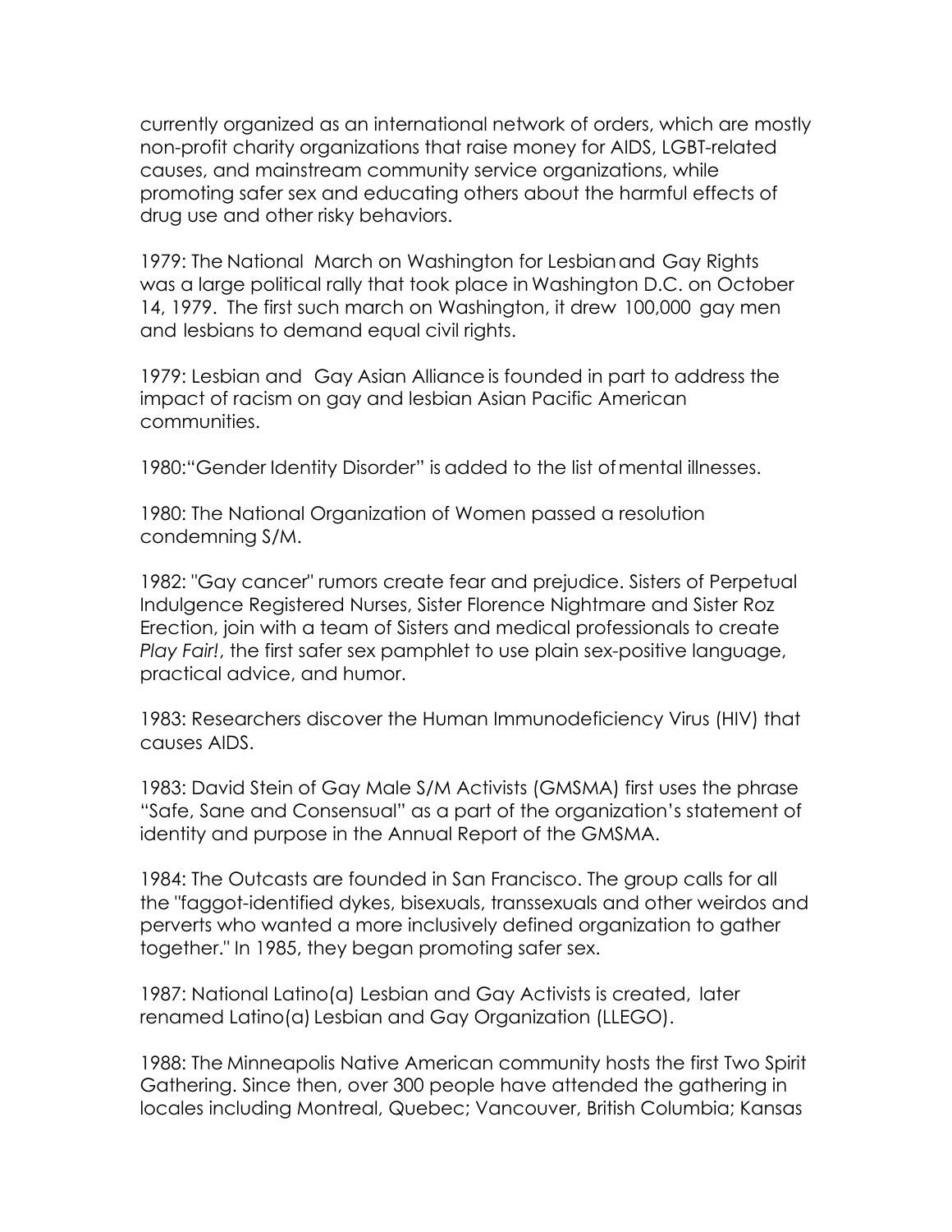currently organized as an international network of orders, which are mostly non-profit charity organizations that raise money for AIDS, LGBT-related causes, and mainstream community service organizations, while promoting safer sex and educating others about the harmful effects of drug use and other risky behaviors.

1979: The National March on Washington for Lesbian and Gay Rights was a large political rally that took place in Washington D.C. on October 14, 1979. The first such march on Washington, it drew 100,000 gay men and lesbians to demand equal civil rights.

1979: Lesbian and Gay Asian Alliance is founded in part to address the impact of racism on gay and lesbian Asian Pacific American communities.

1980:"Gender Identity Disorder" is added to the list of mental illnesses.

1980: The National Organization of Women passed a resolution condemning S/M.

1982: "Gay cancer" rumors create fear and prejudice. Sisters of Perpetual Indulgence Registered Nurses, Sister Florence Nightmare and Sister Roz Erection, join with a team of Sisters and medical professionals to create *Play Fair!*, the first safer sex pamphlet to use plain sex-positive language, practical advice, and humor.

1983: Researchers discover the Human Immunodeficiency Virus (HIV) that causes AIDS.

1983: David Stein of Gay Male S/M Activists (GMSMA) first uses the phrase "Safe, Sane and Consensual" as a part of the organization's statement of identity and purpose in the Annual Report of the GMSMA.

1984: The Outcasts are founded in San Francisco. The group calls for all the "faggot-identified dykes, bisexuals, transsexuals and other weirdos and perverts who wanted a more inclusively defined organization to gather together." In 1985, they began promoting safer sex.

1987: National Latino(a) Lesbian and Gay Activists is created, later renamed Latino(a) Lesbian and Gay Organization (LLEGO).

1988: The Minneapolis Native American community hosts the first Two Spirit Gathering. Since then, over 300 people have attended the gathering in locales including Montreal, Quebec; Vancouver, British Columbia; Kansas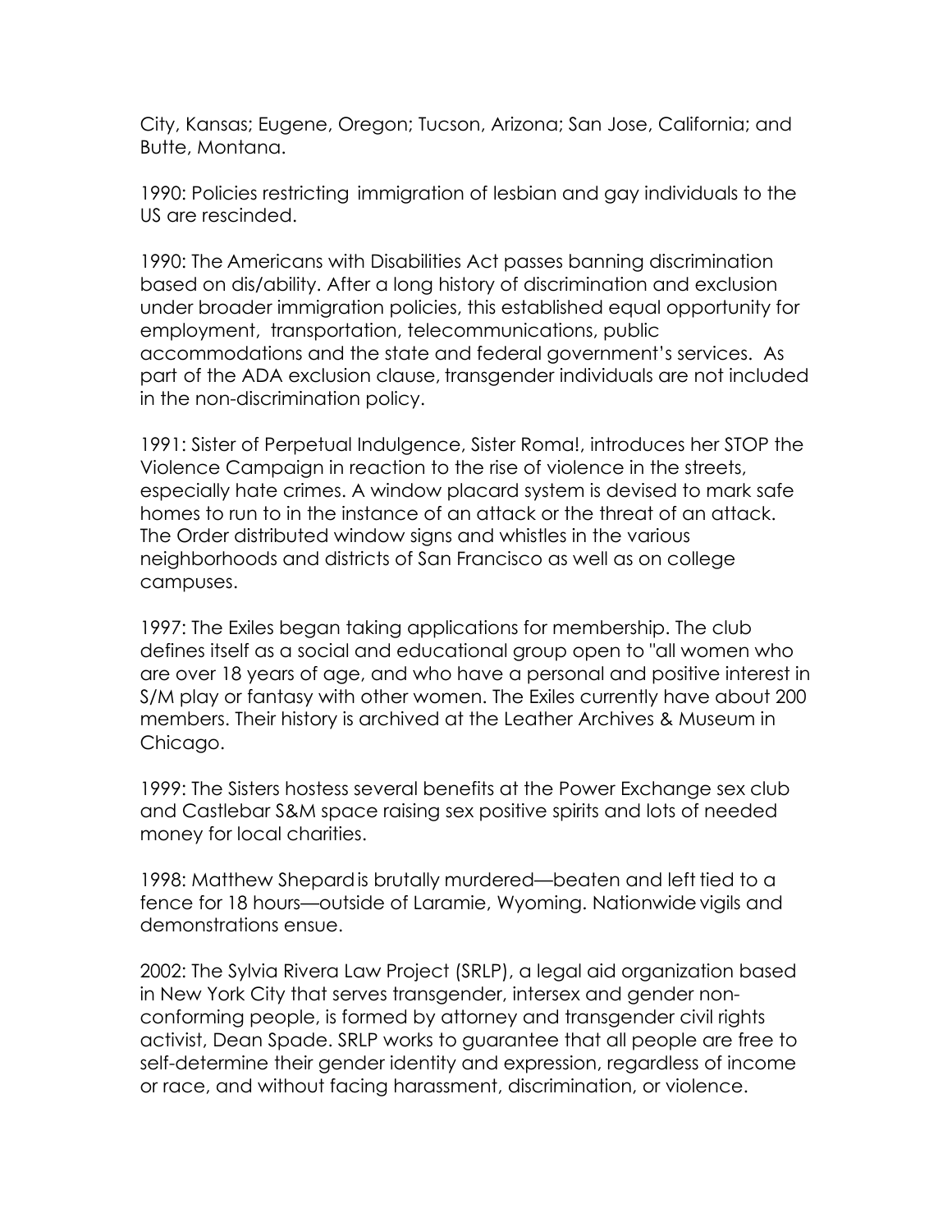City, Kansas; Eugene, Oregon; Tucson, Arizona; San Jose, California; and Butte, Montana.

1990: Policies restricting immigration of lesbian and gay individuals to the US are rescinded.

1990: The Americans with Disabilities Act passes banning discrimination based on dis/ability. After a long history of discrimination and exclusion under broader immigration policies, this established equal opportunity for employment, transportation, telecommunications, public accommodations and the state and federal government's services. As part of the ADA exclusion clause, transgender individuals are not included in the non-discrimination policy.

1991: Sister of Perpetual Indulgence, Sister Roma!, introduces her STOP the Violence Campaign in reaction to the rise of violence in the streets, especially hate crimes. A window placard system is devised to mark safe homes to run to in the instance of an attack or the threat of an attack. The Order distributed window signs and whistles in the various neighborhoods and districts of San Francisco as well as on college campuses.

1997: The Exiles began taking applications for membership. The club defines itself as a social and educational group open to "all women who are over 18 years of age, and who have a personal and positive interest in S/M play or fantasy with other women. The Exiles currently have about 200 members. Their history is archived at the Leather Archives & Museum in Chicago.

1999: The Sisters hostess several benefits at the Power Exchange sex club and Castlebar S&M space raising sex positive spirits and lots of needed money for local charities.

1998: Matthew Shepard is brutally murdered—beaten and left tied to a fence for 18 hours—outside of Laramie, Wyoming. Nationwide vigils and demonstrations ensue.

2002: The Sylvia Rivera Law Project (SRLP), a legal aid organization based in New York City that serves transgender, intersex and gender non-conforming people, is formed by attorney and transgender civil rights activist, Dean Spade. SRLP works to guarantee that all people are free to self-determine their gender identity and expression, regardless of income or race, and without facing harassment, discrimination, or violence.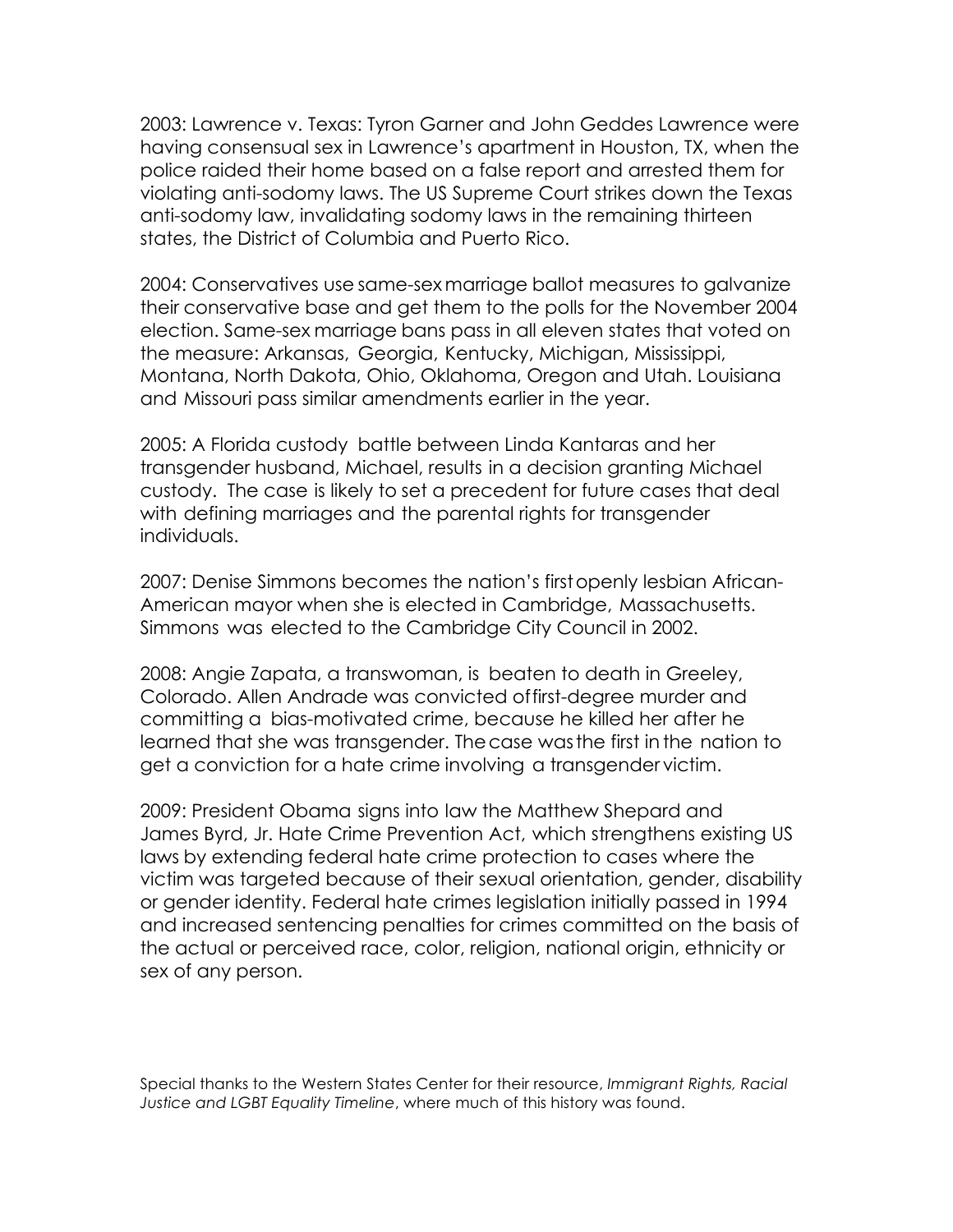2003: Lawrence v. Texas: Tyron Garner and John Geddes Lawrence were having consensual sex in Lawrence's apartment in Houston, TX, when the police raided their home based on a false report and arrested them for violating anti-sodomy laws. The US Supreme Court strikes down the Texas anti-sodomy law, invalidating sodomy laws in the remaining thirteen states, the District of Columbia and Puerto Rico.

2004: Conservatives use same-sex marriage ballot measures to galvanize their conservative base and get them to the polls for the November 2004 election. Same-sex marriage bans pass in all eleven states that voted on the measure: Arkansas, Georgia, Kentucky, Michigan, Mississippi, Montana, North Dakota, Ohio, Oklahoma, Oregon and Utah. Louisiana and Missouri pass similar amendments earlier in the year.

2005: A Florida custody battle between Linda Kantaras and her transgender husband, Michael, results in a decision granting Michael custody. The case is likely to set a precedent for future cases that deal with defining marriages and the parental rights for transgender individuals.

2007: Denise Simmons becomes the nation's first openly lesbian African-American mayor when she is elected in Cambridge, Massachusetts. Simmons was elected to the Cambridge City Council in 2002.

2008: Angie Zapata, a transwoman, is beaten to death in Greeley, Colorado. Allen Andrade was convicted of first-degree murder and committing a bias-motivated crime, because he killed her after he learned that she was transgender. The case was the first in the nation to get a conviction for a hate crime involving a transgender victim.

2009: President Obama signs into law the Matthew Shepard and James Byrd, Jr. Hate Crime Prevention Act, which strengthens existing US laws by extending federal hate crime protection to cases where the victim was targeted because of their sexual orientation, gender, disability or gender identity. Federal hate crimes legislation initially passed in 1994 and increased sentencing penalties for crimes committed on the basis of the actual or perceived race, color, religion, national origin, ethnicity or sex of any person.

Special thanks to the Western States Center for their resource, *Immigrant Rights, Racial Justice and LGBT Equality Timeline*, where much of this history was found.